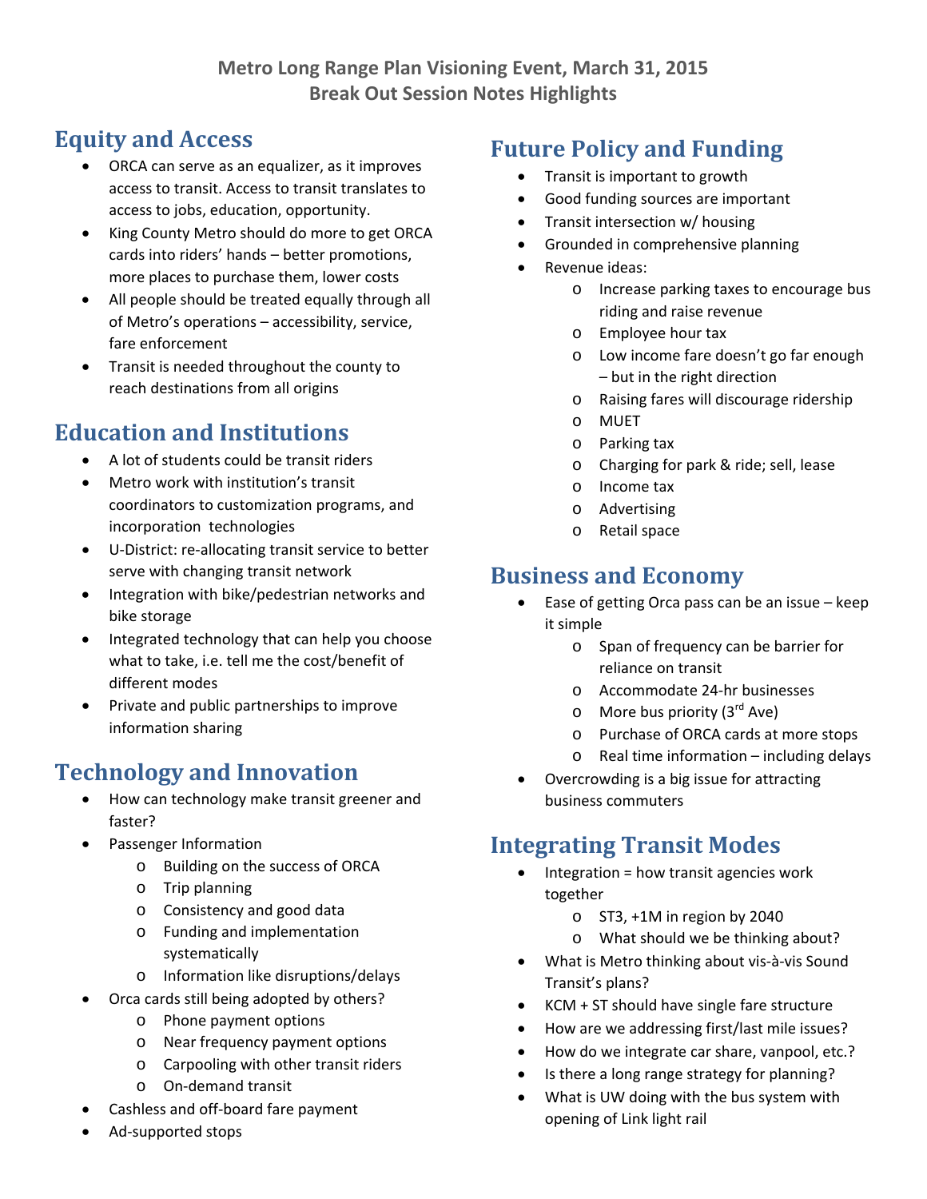# Metro Long Range Plan Visioning Event, March 31, 2015
# Break Out Session Notes Highlights

## Equity and Access

- ORCA can serve as an equalizer, as it improves access to transit. Access to transit translates to access to jobs, education, opportunity.
- King County Metro should do more to get ORCA cards into riders' hands – better promotions, more places to purchase them, lower costs
- All people should be treated equally through all of Metro's operations – accessibility, service, fare enforcement
- Transit is needed throughout the county to reach destinations from all origins

## Education and Institutions

- A lot of students could be transit riders
- Metro work with institution's transit coordinators to customization programs, and incorporation technologies
- U-District: re-allocating transit service to better serve with changing transit network
- Integration with bike/pedestrian networks and bike storage
- Integrated technology that can help you choose what to take, i.e. tell me the cost/benefit of different modes
- Private and public partnerships to improve information sharing

## Technology and Innovation

- How can technology make transit greener and faster?
- Passenger Information
  - Building on the success of ORCA
  - Trip planning
  - Consistency and good data
  - Funding and implementation systematically
  - Information like disruptions/delays
- Orca cards still being adopted by others?
  - Phone payment options
  - Near frequency payment options
  - Carpooling with other transit riders
  - On-demand transit
- Cashless and off-board fare payment
- Ad-supported stops

## Future Policy and Funding

- Transit is important to growth
- Good funding sources are important
- Transit intersection w/ housing
- Grounded in comprehensive planning
- Revenue ideas:
  - Increase parking taxes to encourage bus riding and raise revenue
  - Employee hour tax
  - Low income fare doesn't go far enough – but in the right direction
  - Raising fares will discourage ridership
  - MUET
  - Parking tax
  - Charging for park & ride; sell, lease
  - Income tax
  - Advertising
  - Retail space

## Business and Economy

- Ease of getting Orca pass can be an issue – keep it simple
  - Span of frequency can be barrier for reliance on transit
  - Accommodate 24-hr businesses
  - More bus priority (3rd Ave)
  - Purchase of ORCA cards at more stops
  - Real time information – including delays
- Overcrowding is a big issue for attracting business commuters

## Integrating Transit Modes

- Integration = how transit agencies work together
  - ST3, +1M in region by 2040
  - What should we be thinking about?
- What is Metro thinking about vis-à-vis Sound Transit's plans?
- KCM + ST should have single fare structure
- How are we addressing first/last mile issues?
- How do we integrate car share, vanpool, etc.?
- Is there a long range strategy for planning?
- What is UW doing with the bus system with opening of Link light rail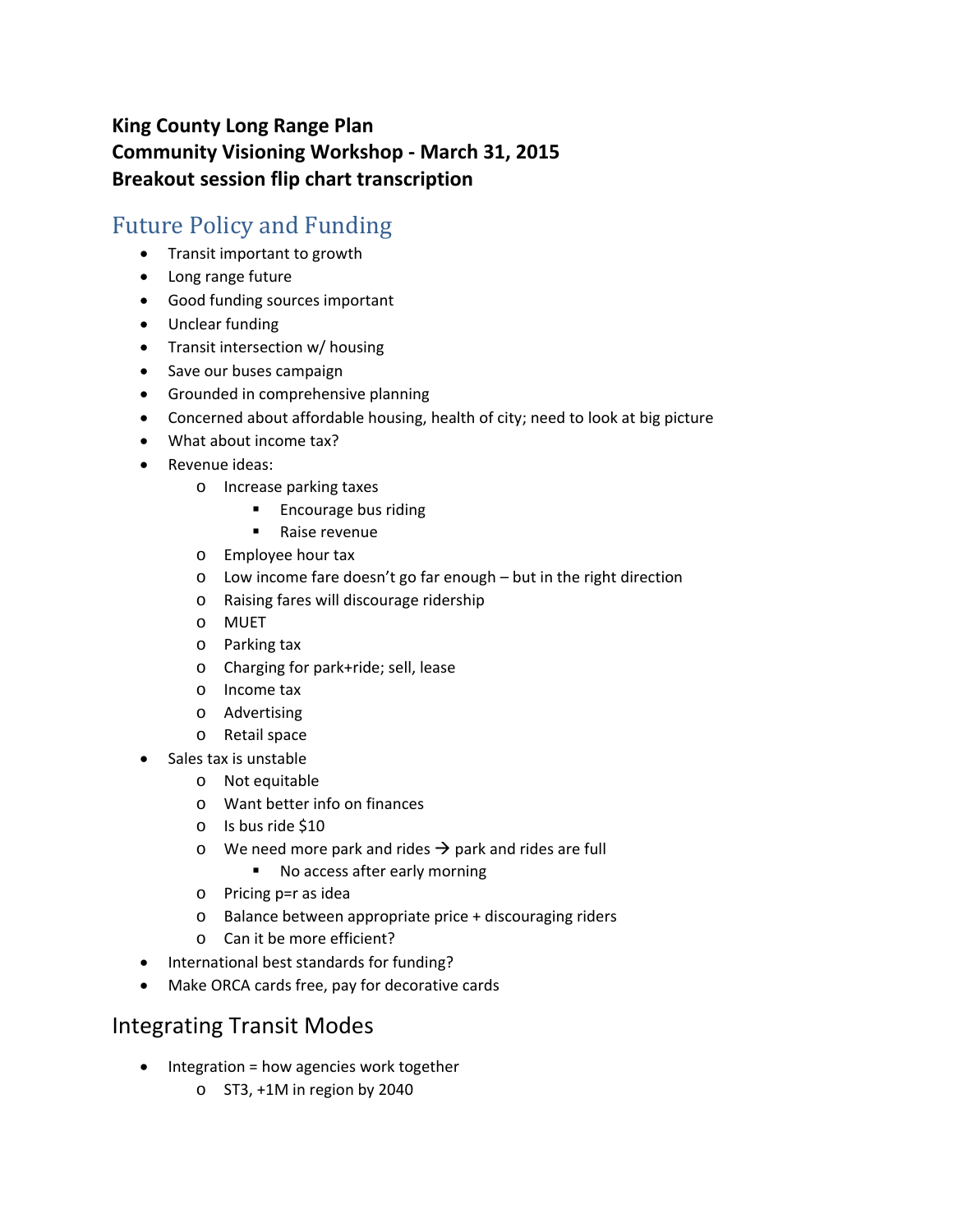**King County Long Range Plan**
**Community Visioning Workshop - March 31, 2015**
**Breakout session flip chart transcription**

## Future Policy and Funding

- Transit important to growth
- Long range future
- Good funding sources important
- Unclear funding
- Transit intersection w/ housing
- Save our buses campaign
- Grounded in comprehensive planning
- Concerned about affordable housing, health of city; need to look at big picture
- What about income tax?
- Revenue ideas:
    - Increase parking taxes
        - Encourage bus riding
        - Raise revenue
    - Employee hour tax
    - Low income fare doesn't go far enough – but in the right direction
    - Raising fares will discourage ridership
    - MUET
    - Parking tax
    - Charging for park+ride; sell, lease
    - Income tax
    - Advertising
    - Retail space
- Sales tax is unstable
    - Not equitable
    - Want better info on finances
    - Is bus ride $10
    - We need more park and rides → park and rides are full
        - No access after early morning
    - Pricing p=r as idea
    - Balance between appropriate price + discouraging riders
    - Can it be more efficient?
- International best standards for funding?
- Make ORCA cards free, pay for decorative cards

## Integrating Transit Modes

- Integration = how agencies work together
    - ST3, +1M in region by 2040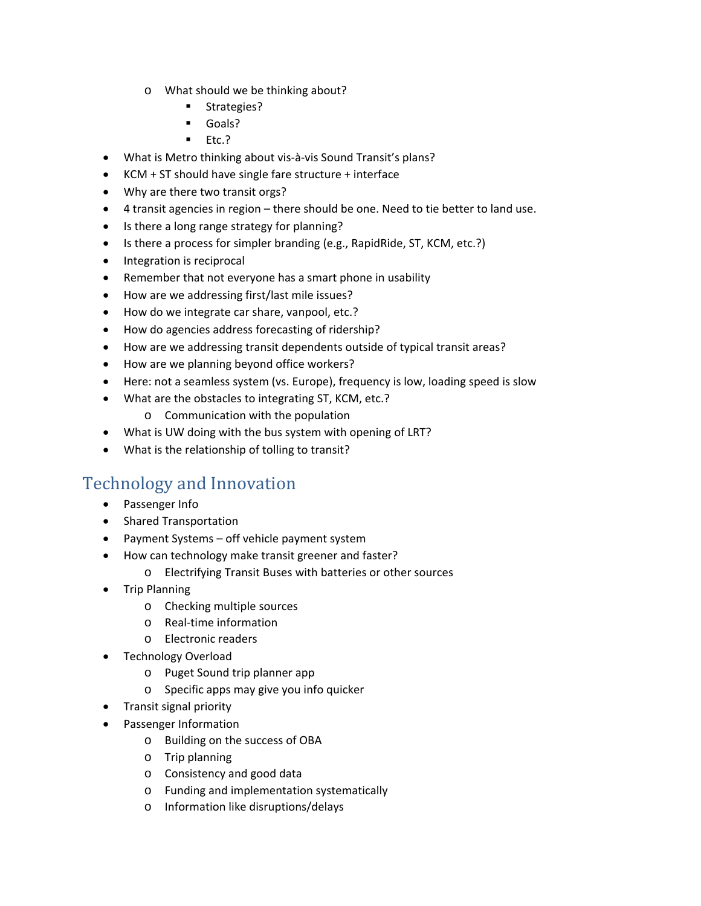- What should we be thinking about?
    - Strategies?
    - Goals?
    - Etc.?
- What is Metro thinking about vis-à-vis Sound Transit's plans?
- KCM + ST should have single fare structure + interface
- Why are there two transit orgs?
- 4 transit agencies in region – there should be one. Need to tie better to land use.
- Is there a long range strategy for planning?
- Is there a process for simpler branding (e.g., RapidRide, ST, KCM, etc.?)
- Integration is reciprocal
- Remember that not everyone has a smart phone in usability
- How are we addressing first/last mile issues?
- How do we integrate car share, vanpool, etc.?
- How do agencies address forecasting of ridership?
- How are we addressing transit dependents outside of typical transit areas?
- How are we planning beyond office workers?
- Here: not a seamless system (vs. Europe), frequency is low, loading speed is slow
- What are the obstacles to integrating ST, KCM, etc.?
  - Communication with the population
- What is UW doing with the bus system with opening of LRT?
- What is the relationship of tolling to transit?

## Technology and Innovation

- Passenger Info
- Shared Transportation
- Payment Systems – off vehicle payment system
- How can technology make transit greener and faster?
  - Electrifying Transit Buses with batteries or other sources
- Trip Planning
  - Checking multiple sources
  - Real-time information
  - Electronic readers
- Technology Overload
  - Puget Sound trip planner app
  - Specific apps may give you info quicker
- Transit signal priority
- Passenger Information
  - Building on the success of OBA
  - Trip planning
  - Consistency and good data
  - Funding and implementation systematically
  - Information like disruptions/delays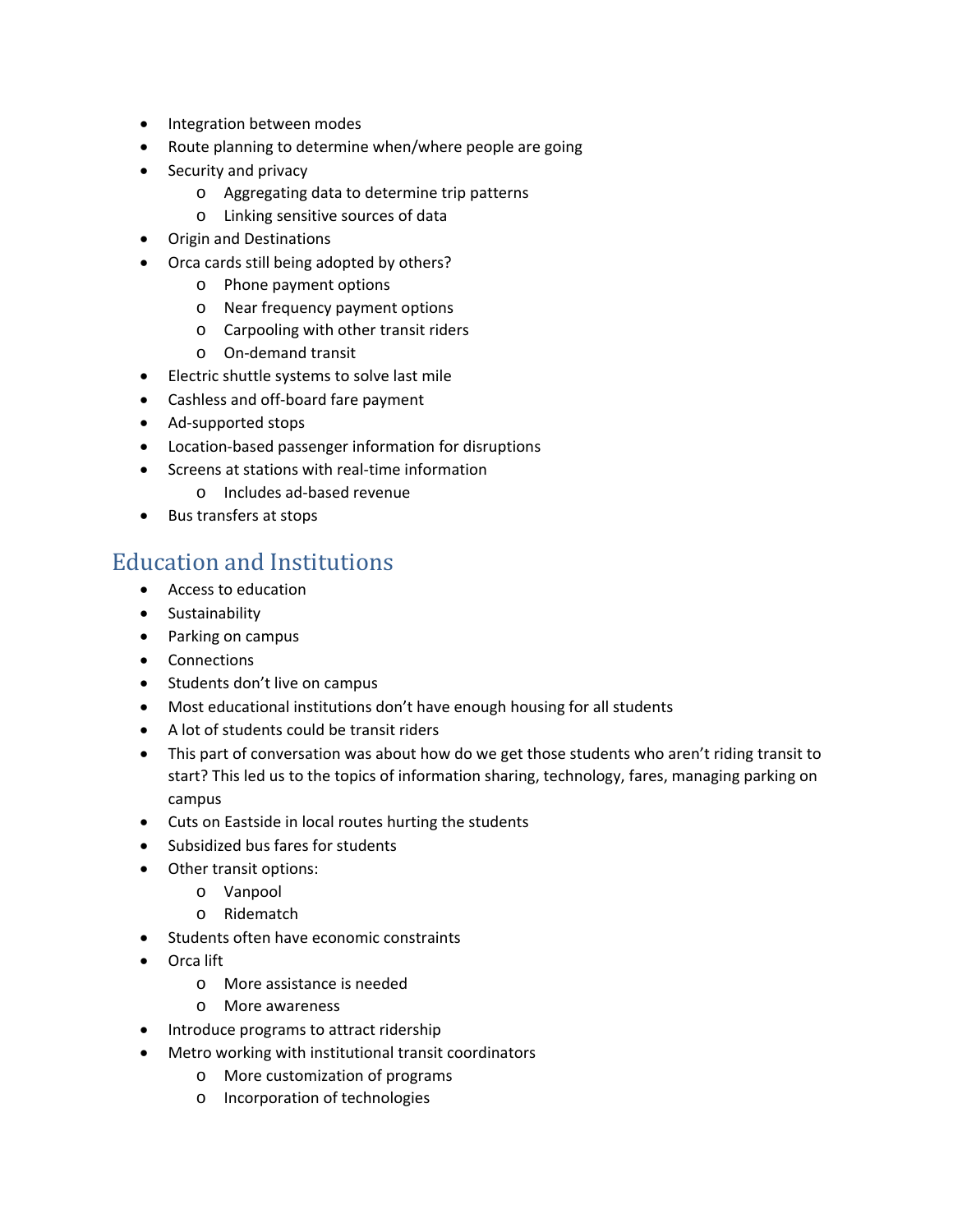- Integration between modes
- Route planning to determine when/where people are going
- Security and privacy
  - Aggregating data to determine trip patterns
  - Linking sensitive sources of data
- Origin and Destinations
- Orca cards still being adopted by others?
  - Phone payment options
  - Near frequency payment options
  - Carpooling with other transit riders
  - On-demand transit
- Electric shuttle systems to solve last mile
- Cashless and off-board fare payment
- Ad-supported stops
- Location-based passenger information for disruptions
- Screens at stations with real-time information
  - Includes ad-based revenue
- Bus transfers at stops

## Education and Institutions

- Access to education
- Sustainability
- Parking on campus
- Connections
- Students don't live on campus
- Most educational institutions don't have enough housing for all students
- A lot of students could be transit riders
- This part of conversation was about how do we get those students who aren't riding transit to start? This led us to the topics of information sharing, technology, fares, managing parking on campus
- Cuts on Eastside in local routes hurting the students
- Subsidized bus fares for students
- Other transit options:
  - Vanpool
  - Ridematch
- Students often have economic constraints
- Orca lift
  - More assistance is needed
  - More awareness
- Introduce programs to attract ridership
- Metro working with institutional transit coordinators
  - More customization of programs
  - Incorporation of technologies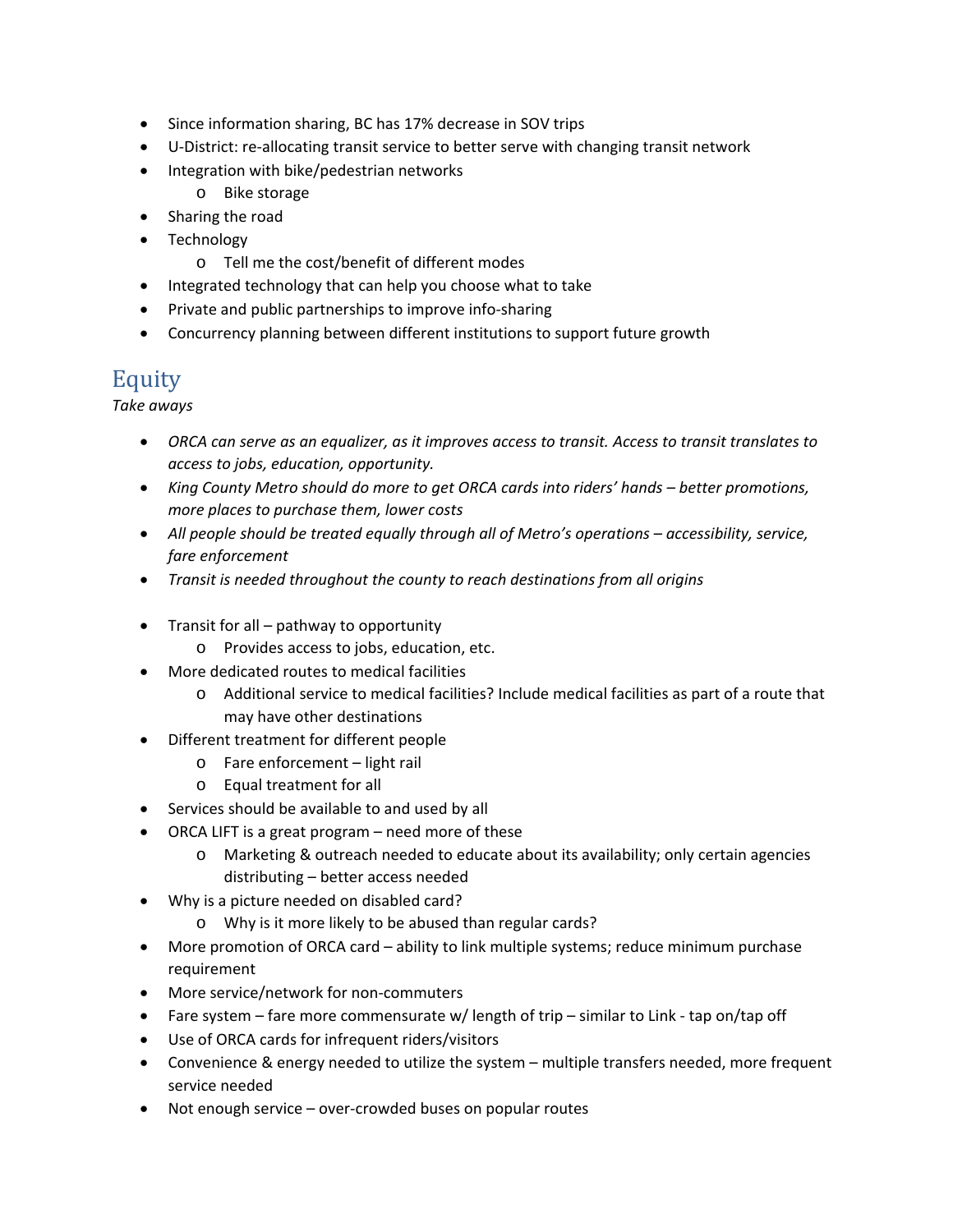- Since information sharing, BC has 17% decrease in SOV trips
- U-District: re-allocating transit service to better serve with changing transit network
- Integration with bike/pedestrian networks
  - Bike storage
- Sharing the road
- Technology
  - Tell me the cost/benefit of different modes
- Integrated technology that can help you choose what to take
- Private and public partnerships to improve info-sharing
- Concurrency planning between different institutions to support future growth

## Equity

*Take aways*

- *ORCA can serve as an equalizer, as it improves access to transit. Access to transit translates to access to jobs, education, opportunity.*
- *King County Metro should do more to get ORCA cards into riders' hands – better promotions, more places to purchase them, lower costs*
- *All people should be treated equally through all of Metro's operations – accessibility, service, fare enforcement*
- *Transit is needed throughout the county to reach destinations from all origins*

- Transit for all – pathway to opportunity
  - Provides access to jobs, education, etc.
- More dedicated routes to medical facilities
  - Additional service to medical facilities? Include medical facilities as part of a route that may have other destinations
- Different treatment for different people
  - Fare enforcement – light rail
  - Equal treatment for all
- Services should be available to and used by all
- ORCA LIFT is a great program – need more of these
  - Marketing & outreach needed to educate about its availability; only certain agencies distributing – better access needed
- Why is a picture needed on disabled card?
  - Why is it more likely to be abused than regular cards?
- More promotion of ORCA card – ability to link multiple systems; reduce minimum purchase requirement
- More service/network for non-commuters
- Fare system – fare more commensurate w/ length of trip – similar to Link - tap on/tap off
- Use of ORCA cards for infrequent riders/visitors
- Convenience & energy needed to utilize the system – multiple transfers needed, more frequent service needed
- Not enough service – over-crowded buses on popular routes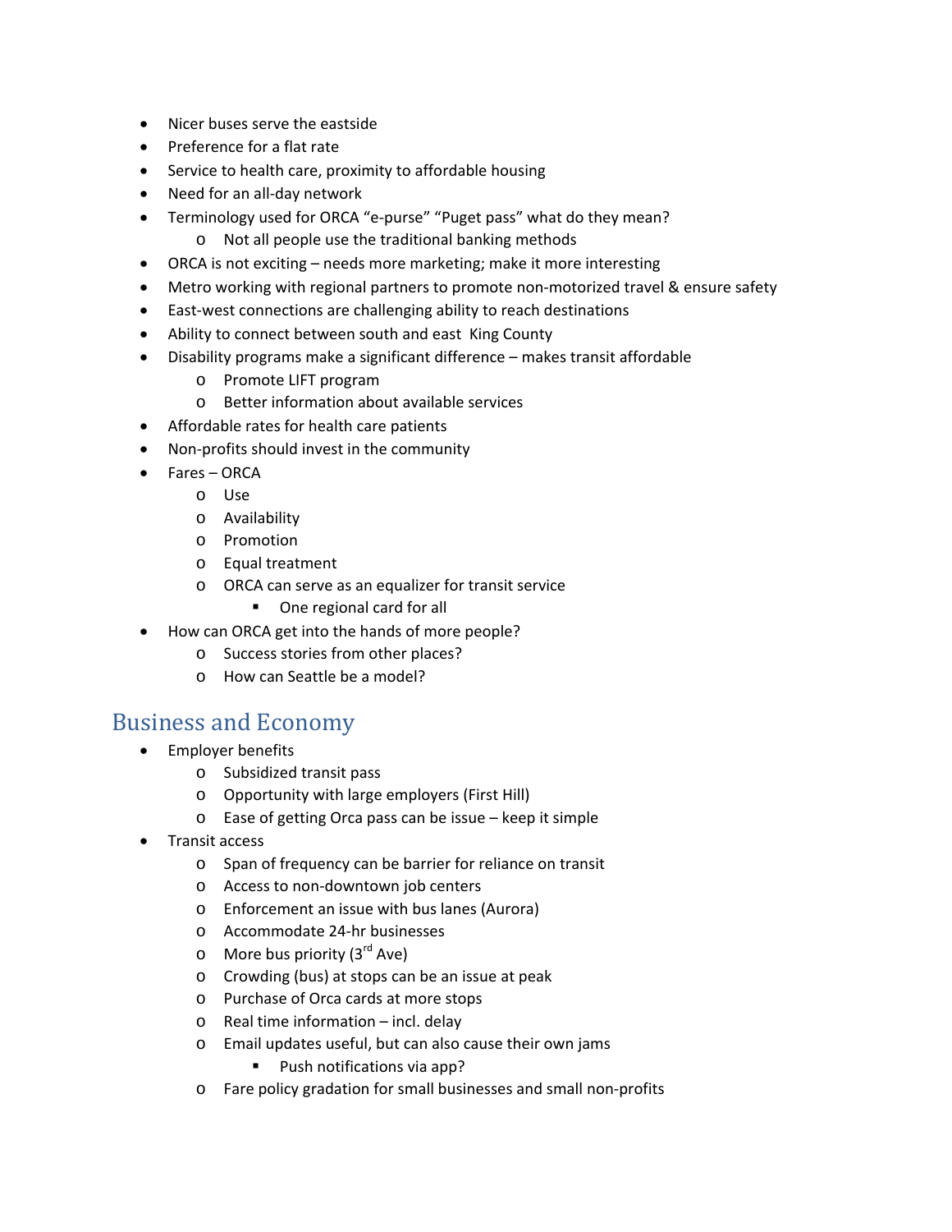- Nicer buses serve the eastside
- Preference for a flat rate
- Service to health care, proximity to affordable housing
- Need for an all-day network
- Terminology used for ORCA "e-purse" "Puget pass" what do they mean?
  - Not all people use the traditional banking methods
- ORCA is not exciting – needs more marketing; make it more interesting
- Metro working with regional partners to promote non-motorized travel & ensure safety
- East-west connections are challenging ability to reach destinations
- Ability to connect between south and east King County
- Disability programs make a significant difference – makes transit affordable
  - Promote LIFT program
  - Better information about available services
- Affordable rates for health care patients
- Non-profits should invest in the community
- Fares – ORCA
  - Use
  - Availability
  - Promotion
  - Equal treatment
  - ORCA can serve as an equalizer for transit service
    - One regional card for all
- How can ORCA get into the hands of more people?
  - Success stories from other places?
  - How can Seattle be a model?

## Business and Economy

- Employer benefits
  - Subsidized transit pass
  - Opportunity with large employers (First Hill)
  - Ease of getting Orca pass can be issue – keep it simple
- Transit access
  - Span of frequency can be barrier for reliance on transit
  - Access to non-downtown job centers
  - Enforcement an issue with bus lanes (Aurora)
  - Accommodate 24-hr businesses
  - More bus priority (3rd Ave)
  - Crowding (bus) at stops can be an issue at peak
  - Purchase of Orca cards at more stops
  - Real time information – incl. delay
  - Email updates useful, but can also cause their own jams
    - Push notifications via app?
  - Fare policy gradation for small businesses and small non-profits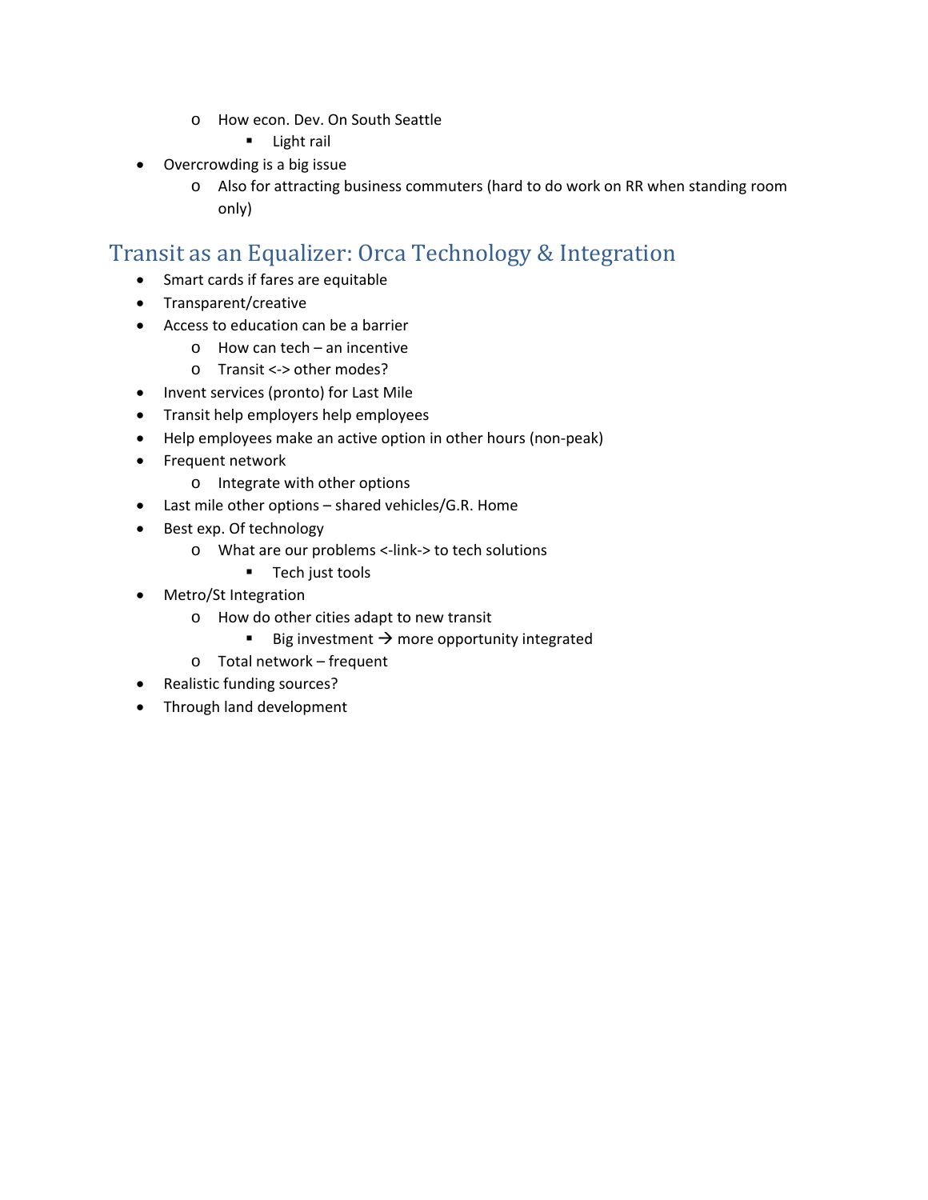- How econ. Dev. On South Seattle
        - Light rail
- Overcrowding is a big issue
    - Also for attracting business commuters (hard to do work on RR when standing room only)

## Transit as an Equalizer: Orca Technology & Integration

- Smart cards if fares are equitable
- Transparent/creative
- Access to education can be a barrier
    - How can tech – an incentive
    - Transit <-> other modes?
- Invent services (pronto) for Last Mile
- Transit help employers help employees
- Help employees make an active option in other hours (non-peak)
- Frequent network
    - Integrate with other options
- Last mile other options – shared vehicles/G.R. Home
- Best exp. Of technology
    - What are our problems <-link-> to tech solutions
        - Tech just tools
- Metro/St Integration
    - How do other cities adapt to new transit
        - Big investment → more opportunity integrated
    - Total network – frequent
- Realistic funding sources?
- Through land development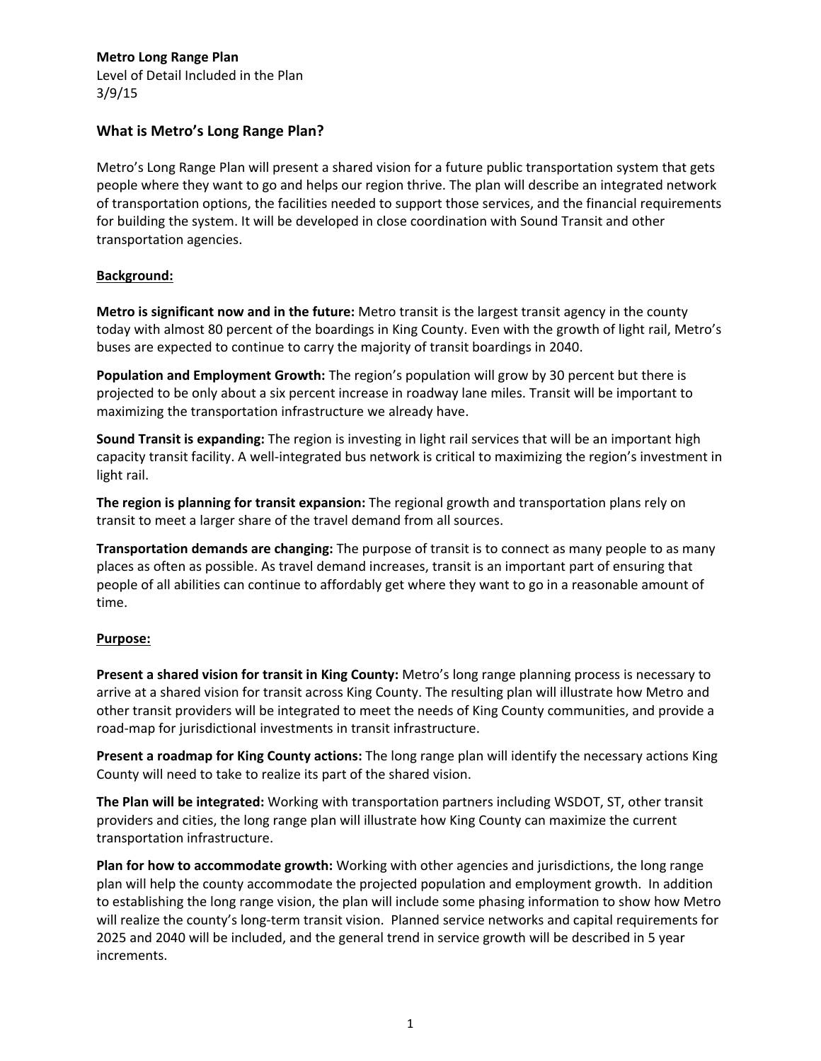**Metro Long Range Plan**
Level of Detail Included in the Plan
3/9/15

## What is Metro's Long Range Plan?

Metro's Long Range Plan will present a shared vision for a future public transportation system that gets people where they want to go and helps our region thrive. The plan will describe an integrated network of transportation options, the facilities needed to support those services, and the financial requirements for building the system. It will be developed in close coordination with Sound Transit and other transportation agencies.

**Background:**

**Metro is significant now and in the future:** Metro transit is the largest transit agency in the county today with almost 80 percent of the boardings in King County. Even with the growth of light rail, Metro's buses are expected to continue to carry the majority of transit boardings in 2040.

**Population and Employment Growth:** The region's population will grow by 30 percent but there is projected to be only about a six percent increase in roadway lane miles. Transit will be important to maximizing the transportation infrastructure we already have.

**Sound Transit is expanding:** The region is investing in light rail services that will be an important high capacity transit facility. A well-integrated bus network is critical to maximizing the region's investment in light rail.

**The region is planning for transit expansion:** The regional growth and transportation plans rely on transit to meet a larger share of the travel demand from all sources.

**Transportation demands are changing:** The purpose of transit is to connect as many people to as many places as often as possible. As travel demand increases, transit is an important part of ensuring that people of all abilities can continue to affordably get where they want to go in a reasonable amount of time.

**Purpose:**

**Present a shared vision for transit in King County:** Metro's long range planning process is necessary to arrive at a shared vision for transit across King County. The resulting plan will illustrate how Metro and other transit providers will be integrated to meet the needs of King County communities, and provide a road-map for jurisdictional investments in transit infrastructure.

**Present a roadmap for King County actions:** The long range plan will identify the necessary actions King County will need to take to realize its part of the shared vision.

**The Plan will be integrated:** Working with transportation partners including WSDOT, ST, other transit providers and cities, the long range plan will illustrate how King County can maximize the current transportation infrastructure.

**Plan for how to accommodate growth:** Working with other agencies and jurisdictions, the long range plan will help the county accommodate the projected population and employment growth. In addition to establishing the long range vision, the plan will include some phasing information to show how Metro will realize the county's long-term transit vision. Planned service networks and capital requirements for 2025 and 2040 will be included, and the general trend in service growth will be described in 5 year increments.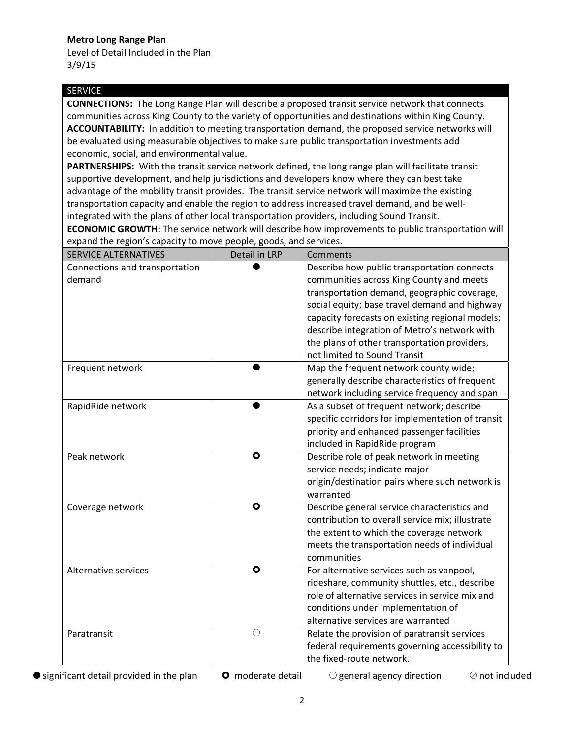**Metro Long Range Plan**
Level of Detail Included in the Plan
3/9/15

## SERVICE

**CONNECTIONS:** The Long Range Plan will describe a proposed transit service network that connects communities across King County to the variety of opportunities and destinations within King County.
**ACCOUNTABILITY:** In addition to meeting transportation demand, the proposed service networks will be evaluated using measurable objectives to make sure public transportation investments add economic, social, and environmental value.
**PARTNERSHIPS:** With the transit service network defined, the long range plan will facilitate transit supportive development, and help jurisdictions and developers know where they can best take advantage of the mobility transit provides. The transit service network will maximize the existing transportation capacity and enable the region to address increased travel demand, and be well-integrated with the plans of other local transportation providers, including Sound Transit.
**ECONOMIC GROWTH:** The service network will describe how improvements to public transportation will expand the region's capacity to move people, goods, and services.

| SERVICE ALTERNATIVES | Detail in LRP | Comments |
|---|---|---|
| Connections and transportation demand | ● | Describe how public transportation connects communities across King County and meets transportation demand, geographic coverage, social equity; base travel demand and highway capacity forecasts on existing regional models; describe integration of Metro's network with the plans of other transportation providers, not limited to Sound Transit |
| Frequent network | ● | Map the frequent network county wide; generally describe characteristics of frequent network including service frequency and span |
| RapidRide network | ● | As a subset of frequent network; describe specific corridors for implementation of transit priority and enhanced passenger facilities included in RapidRide program |
| Peak network | ⭘ | Describe role of peak network in meeting service needs; indicate major origin/destination pairs where such network is warranted |
| Coverage network | ⭘ | Describe general service characteristics and contribution to overall service mix; illustrate the extent to which the coverage network meets the transportation needs of individual communities |
| Alternative services | ⭘ | For alternative services such as vanpool, rideshare, community shuttles, etc., describe role of alternative services in service mix and conditions under implementation of alternative services are warranted |
| Paratransit | ○ | Relate the provision of paratransit services federal requirements governing accessibility to the fixed-route network. |

● significant detail provided in the plan ⭘ moderate detail ○ general agency direction ⊗ not included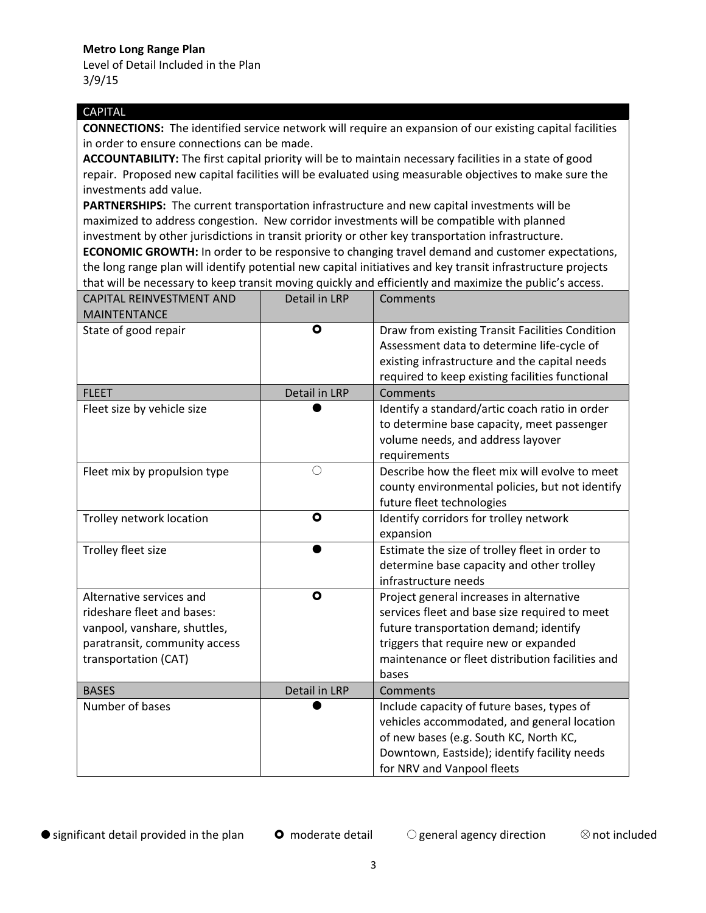**Metro Long Range Plan**

Level of Detail Included in the Plan

3/9/15

| CAPITAL | | |
|---|---|---|
| **CONNECTIONS:** The identified service network will require an expansion of our existing capital facilities in order to ensure connections can be made. **ACCOUNTABILITY:** The first capital priority will be to maintain necessary facilities in a state of good repair. Proposed new capital facilities will be evaluated using measurable objectives to make sure the investments add value. **PARTNERSHIPS:** The current transportation infrastructure and new capital investments will be maximized to address congestion. New corridor investments will be compatible with planned investment by other jurisdictions in transit priority or other key transportation infrastructure. **ECONOMIC GROWTH:** In order to be responsive to changing travel demand and customer expectations, the long range plan will identify potential new capital initiatives and key transit infrastructure projects that will be necessary to keep transit moving quickly and efficiently and maximize the public's access. | | |
| CAPITAL REINVESTMENT AND MAINTENANCE | Detail in LRP | Comments |
| State of good repair | ⭘ | Draw from existing Transit Facilities Condition Assessment data to determine life-cycle of existing infrastructure and the capital needs required to keep existing facilities functional |
| FLEET | Detail in LRP | Comments |
| Fleet size by vehicle size | ● | Identify a standard/artic coach ratio in order to determine base capacity, meet passenger volume needs, and address layover requirements |
| Fleet mix by propulsion type | ○ | Describe how the fleet mix will evolve to meet county environmental policies, but not identify future fleet technologies |
| Trolley network location | ⭘ | Identify corridors for trolley network expansion |
| Trolley fleet size | ● | Estimate the size of trolley fleet in order to determine base capacity and other trolley infrastructure needs |
| Alternative services and rideshare fleet and bases: vanpool, vanshare, shuttles, paratransit, community access transportation (CAT) | ⭘ | Project general increases in alternative services fleet and base size required to meet future transportation demand; identify triggers that require new or expanded maintenance or fleet distribution facilities and bases |
| BASES | Detail in LRP | Comments |
| Number of bases | ● | Include capacity of future bases, types of vehicles accommodated, and general location of new bases (e.g. South KC, North KC, Downtown, Eastside); identify facility needs for NRV and Vanpool fleets |

● significant detail provided in the plan ⭘ moderate detail ○ general agency direction ⊗ not included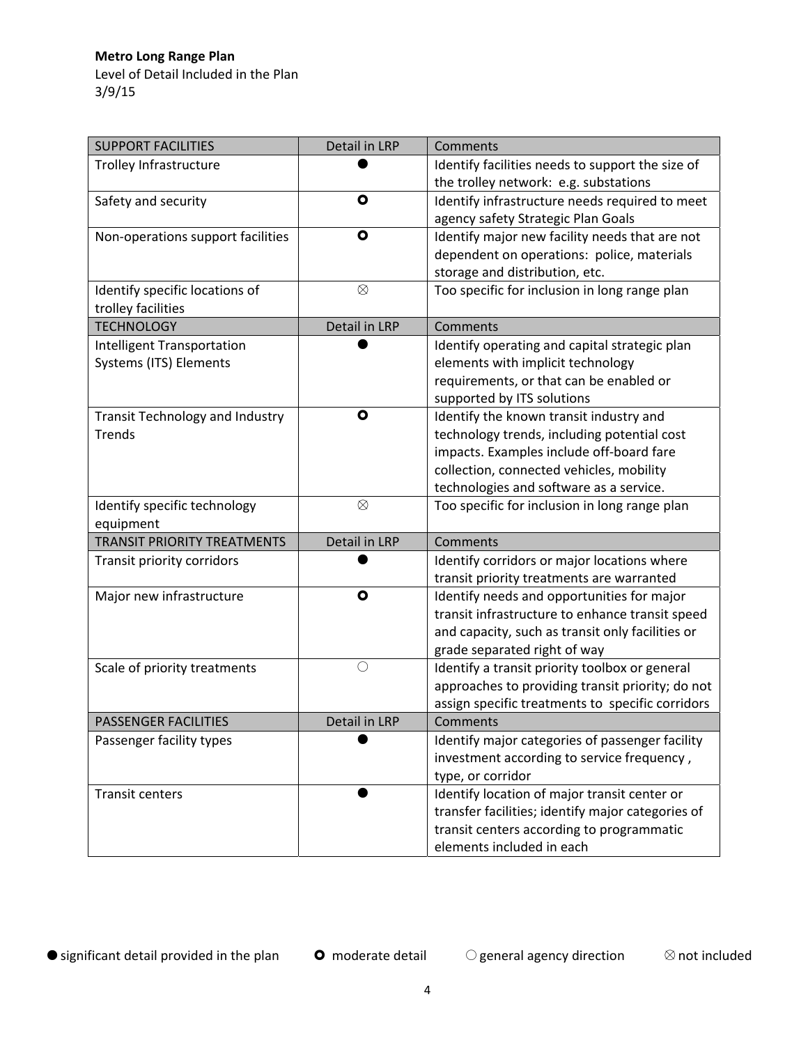**Metro Long Range Plan**
Level of Detail Included in the Plan
3/9/15

| SUPPORT FACILITIES | Detail in LRP | Comments |
|---|---|---|
| Trolley Infrastructure | ● | Identify facilities needs to support the size of the trolley network: e.g. substations |
| Safety and security | **o** | Identify infrastructure needs required to meet agency safety Strategic Plan Goals |
| Non-operations support facilities | **o** | Identify major new facility needs that are not dependent on operations: police, materials storage and distribution, etc. |
| Identify specific locations of trolley facilities | ⊗ | Too specific for inclusion in long range plan |
| **TECHNOLOGY** | **Detail in LRP** | **Comments** |
| Intelligent Transportation Systems (ITS) Elements | ● | Identify operating and capital strategic plan elements with implicit technology requirements, or that can be enabled or supported by ITS solutions |
| Transit Technology and Industry Trends | **o** | Identify the known transit industry and technology trends, including potential cost impacts. Examples include off-board fare collection, connected vehicles, mobility technologies and software as a service. |
| Identify specific technology equipment | ⊗ | Too specific for inclusion in long range plan |
| **TRANSIT PRIORITY TREATMENTS** | **Detail in LRP** | **Comments** |
| Transit priority corridors | ● | Identify corridors or major locations where transit priority treatments are warranted |
| Major new infrastructure | **o** | Identify needs and opportunities for major transit infrastructure to enhance transit speed and capacity, such as transit only facilities or grade separated right of way |
| Scale of priority treatments | ○ | Identify a transit priority toolbox or general approaches to providing transit priority; do not assign specific treatments to specific corridors |
| **PASSENGER FACILITIES** | **Detail in LRP** | **Comments** |
| Passenger facility types | ● | Identify major categories of passenger facility investment according to service frequency , type, or corridor |
| Transit centers | ● | Identify location of major transit center or transfer facilities; identify major categories of transit centers according to programmatic elements included in each |

● significant detail provided in the plan  **o** moderate detail  ○ general agency direction  ⊗ not included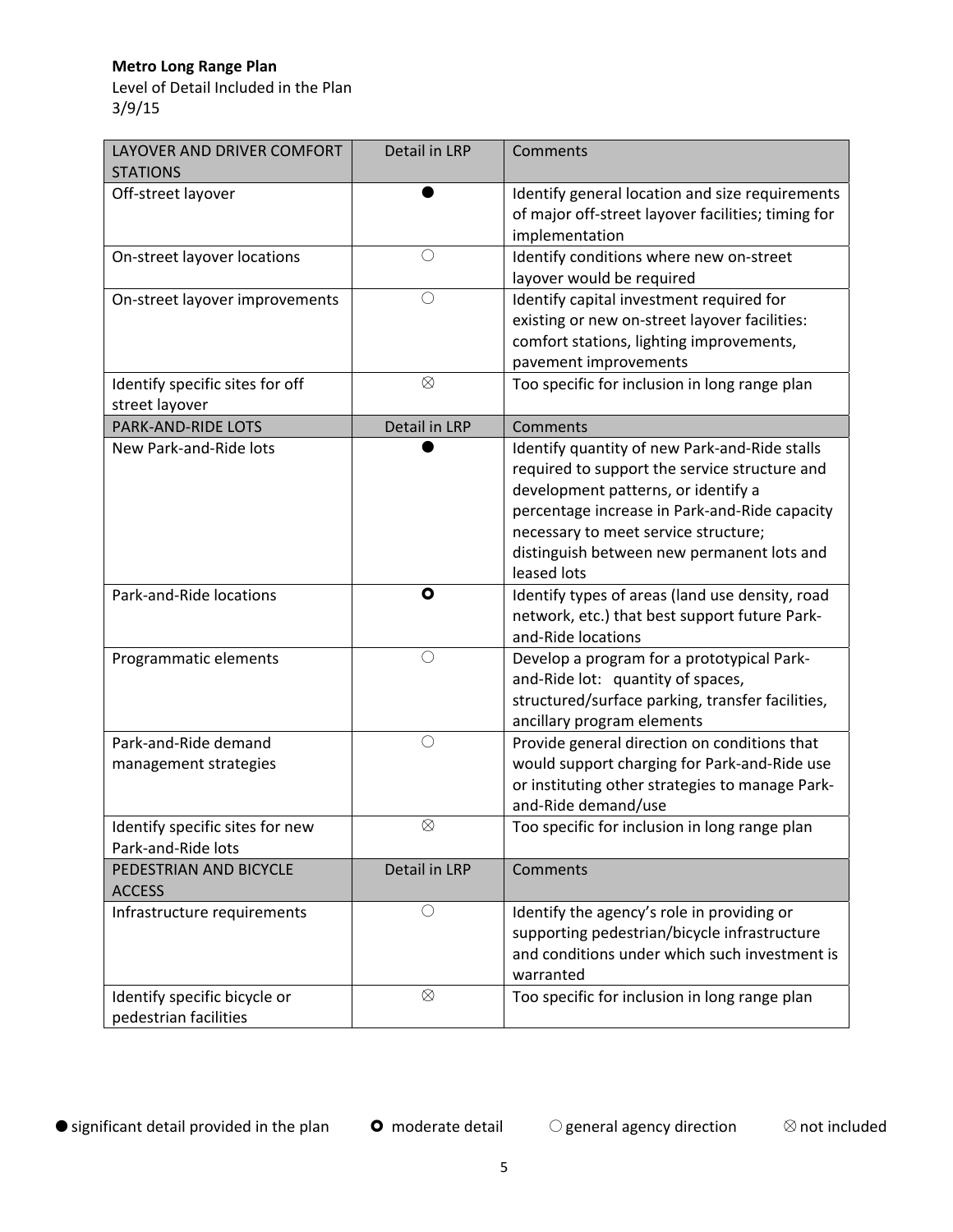**Metro Long Range Plan**
Level of Detail Included in the Plan
3/9/15

| LAYOVER AND DRIVER COMFORT STATIONS | Detail in LRP | Comments |
|---|---|---|
| Off-street layover | ● | Identify general location and size requirements of major off-street layover facilities; timing for implementation |
| On-street layover locations | ○ | Identify conditions where new on-street layover would be required |
| On-street layover improvements | ○ | Identify capital investment required for existing or new on-street layover facilities: comfort stations, lighting improvements, pavement improvements |
| Identify specific sites for off street layover | ⊗ | Too specific for inclusion in long range plan |
| PARK-AND-RIDE LOTS | Detail in LRP | Comments |
| New Park-and-Ride lots | ● | Identify quantity of new Park-and-Ride stalls required to support the service structure and development patterns, or identify a percentage increase in Park-and-Ride capacity necessary to meet service structure; distinguish between new permanent lots and leased lots |
| Park-and-Ride locations | **O** | Identify types of areas (land use density, road network, etc.) that best support future Park-and-Ride locations |
| Programmatic elements | ○ | Develop a program for a prototypical Park-and-Ride lot: quantity of spaces, structured/surface parking, transfer facilities, ancillary program elements |
| Park-and-Ride demand management strategies | ○ | Provide general direction on conditions that would support charging for Park-and-Ride use or instituting other strategies to manage Park-and-Ride demand/use |
| Identify specific sites for new Park-and-Ride lots | ⊗ | Too specific for inclusion in long range plan |
| PEDESTRIAN AND BICYCLE ACCESS | Detail in LRP | Comments |
| Infrastructure requirements | ○ | Identify the agency's role in providing or supporting pedestrian/bicycle infrastructure and conditions under which such investment is warranted |
| Identify specific bicycle or pedestrian facilities | ⊗ | Too specific for inclusion in long range plan |

● significant detail provided in the plan **O** moderate detail ○ general agency direction ⊗ not included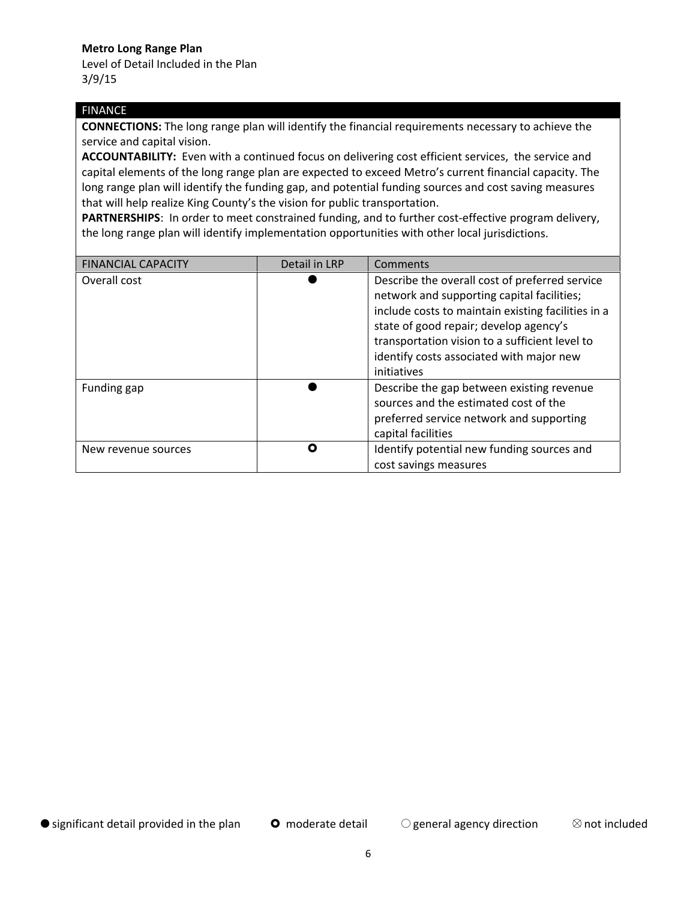**Metro Long Range Plan**
Level of Detail Included in the Plan
3/9/15

## FINANCE

**CONNECTIONS:** The long range plan will identify the financial requirements necessary to achieve the service and capital vision.

**ACCOUNTABILITY:** Even with a continued focus on delivering cost efficient services, the service and capital elements of the long range plan are expected to exceed Metro's current financial capacity. The long range plan will identify the funding gap, and potential funding sources and cost saving measures that will help realize King County's the vision for public transportation.

**PARTNERSHIPS**: In order to meet constrained funding, and to further cost-effective program delivery, the long range plan will identify implementation opportunities with other local jurisdictions.

| FINANCIAL CAPACITY | Detail in LRP | Comments |
|---|---|---|
| Overall cost | ● | Describe the overall cost of preferred service network and supporting capital facilities; include costs to maintain existing facilities in a state of good repair; develop agency's transportation vision to a sufficient level to identify costs associated with major new initiatives |
| Funding gap | ● | Describe the gap between existing revenue sources and the estimated cost of the preferred service network and supporting capital facilities |
| New revenue sources | ○ | Identify potential new funding sources and cost savings measures |

● significant detail provided in the plan  ○ moderate detail  ○ general agency direction  ⊗ not included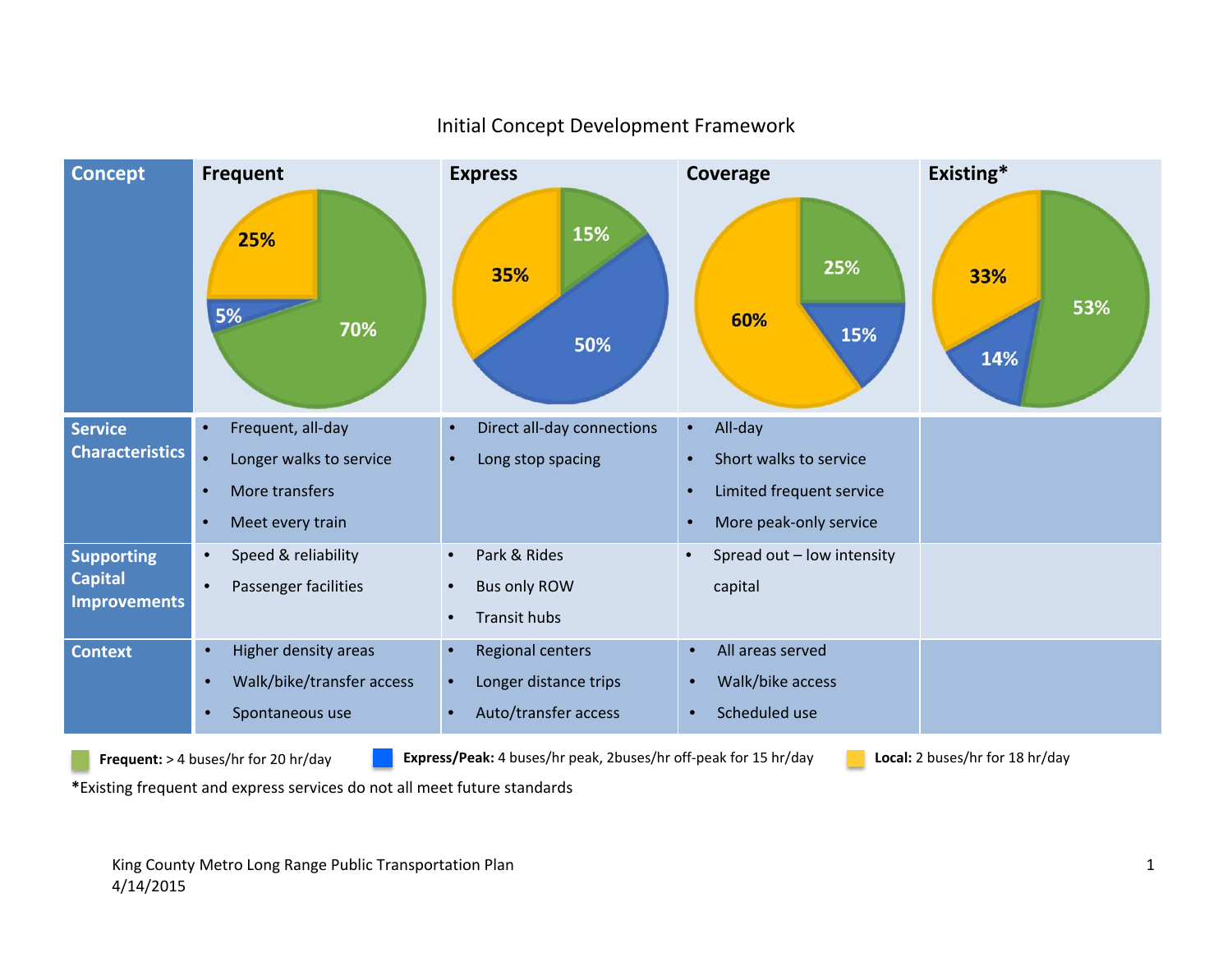# Initial Concept Development Framework

| Concept | Frequent | Express | Coverage | Existing* |
|---|---|---|---|---|
| | 70% Frequent, 5% Express/Peak, 25% Local | 15% Frequent, 50% Express/Peak, 35% Local | 25% Frequent, 15% Express/Peak, 60% Local | 53% Frequent, 14% Express/Peak, 33% Local |
| **Service Characteristics** | • Frequent, all-day<br>• Longer walks to service<br>• More transfers<br>• Meet every train | • Direct all-day connections<br>• Long stop spacing | • All-day<br>• Short walks to service<br>• Limited frequent service<br>• More peak-only service | |
| **Supporting Capital Improvements** | • Speed & reliability<br>• Passenger facilities | • Park & Rides<br>• Bus only ROW<br>• Transit hubs | • Spread out – low intensity capital | |
| **Context** | • Higher density areas<br>• Walk/bike/transfer access<br>• Spontaneous use | • Regional centers<br>• Longer distance trips<br>• Auto/transfer access | • All areas served<br>• Walk/bike access<br>• Scheduled use | |

**Frequent:** > 4 buses/hr for 20 hr/day **Express/Peak:** 4 buses/hr peak, 2buses/hr off-peak for 15 hr/day **Local:** 2 buses/hr for 18 hr/day

*Existing frequent and express services do not all meet future standards

King County Metro Long Range Public Transportation Plan
4/14/2015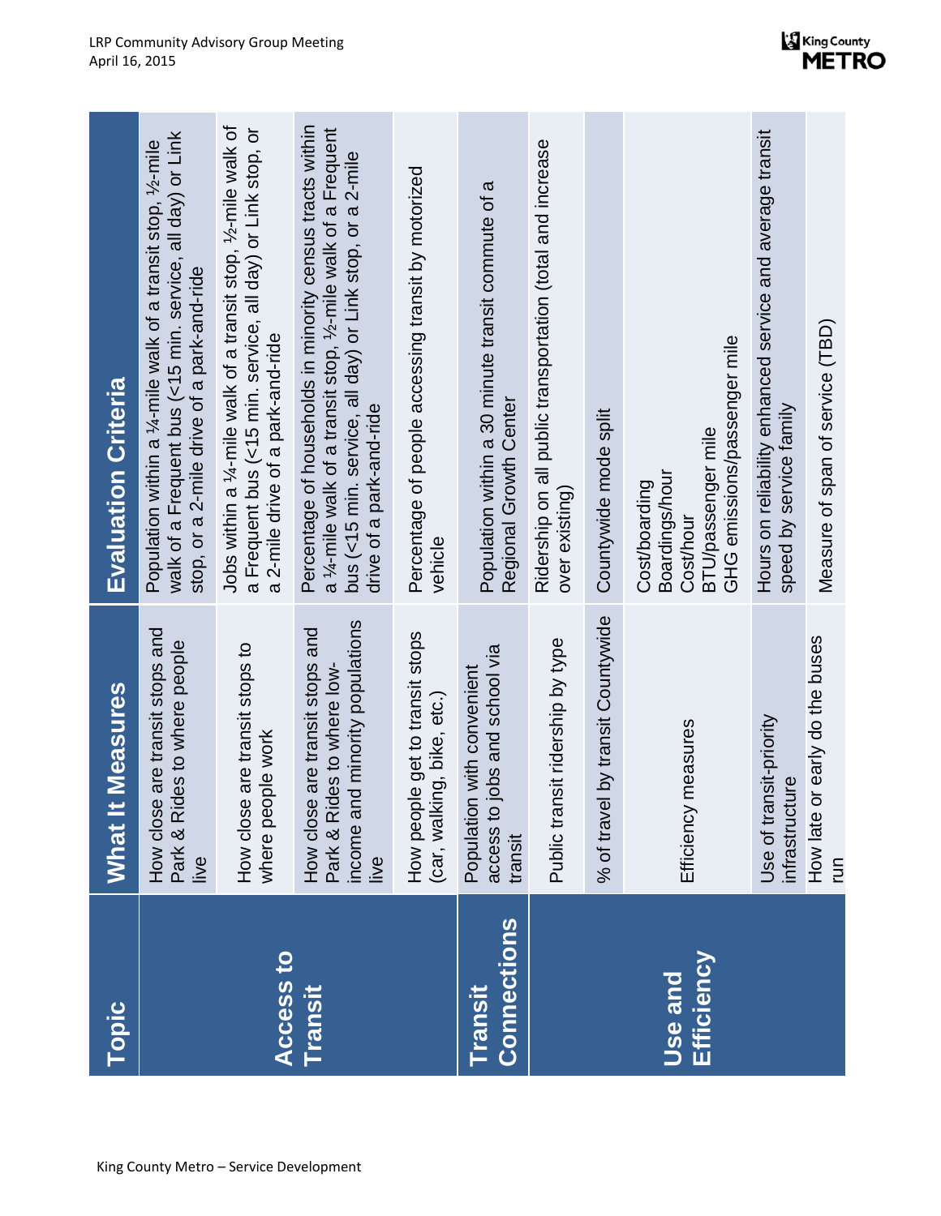| Topic | What It Measures | Evaluation Criteria |
|---|---|---|
| Access to Transit | How close are transit stops and Park & Rides to where people live | Population within a ¼-mile walk of a transit stop, ½-mile walk of a Frequent bus (<15 min. service, all day) or Link stop, or a 2-mile drive of a park-and-ride |
| | How close are transit stops to where people work | Jobs within a ¼-mile walk of a transit stop, ½-mile walk of a Frequent bus (<15 min. service, all day) or Link stop, or a 2-mile drive of a park-and-ride |
| | How close are transit stops and Park & Rides to where low-income and minority populations live | Percentage of households in minority census tracts within a ¼-mile walk of a transit stop, ½-mile walk of a Frequent bus (<15 min. service, all day) or Link stop, or a 2-mile drive of a park-and-ride |
| | How people get to transit stops (car, walking, bike, etc.) | Percentage of people accessing transit by motorized vehicle |
| Transit Connections | Population with convenient access to jobs and school via transit | Population within a 30 minute transit commute of a Regional Growth Center |
| Use and Efficiency | Public transit ridership by type | Ridership on all public transportation (total and increase over existing) |
| | % of travel by transit Countywide | Countywide mode split |
| | Efficiency measures | Cost/boarding<br>Boardings/hour<br>Cost/hour<br>BTU/passenger mile<br>GHG emissions/passenger mile |
| | Use of transit-priority infrastructure | Hours on reliability enhanced service and average transit speed by service family |
| | How late or early do the buses run | Measure of span of service (TBD) |